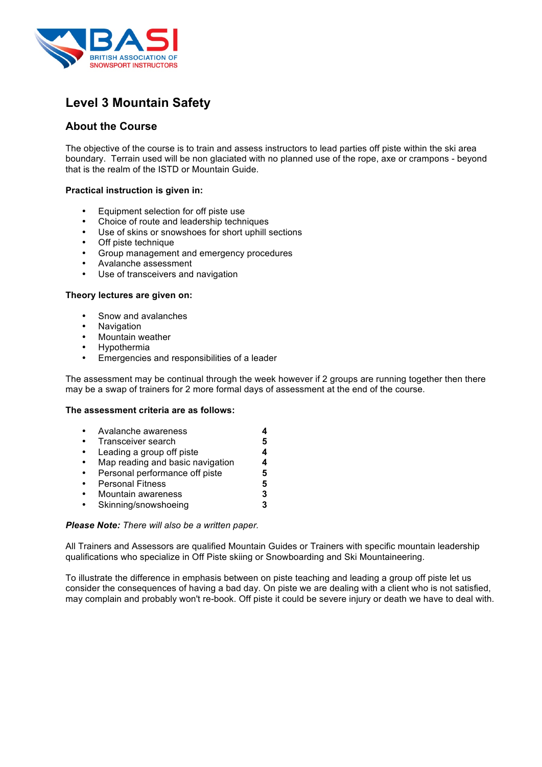BASI
BRITISH ASSOCIATION OF SNOWSPORT INSTRUCTORS

# Level 3 Mountain Safety

## About the Course

The objective of the course is to train and assess instructors to lead parties off piste within the ski area boundary. Terrain used will be non glaciated with no planned use of the rope, axe or crampons - beyond that is the realm of the ISTD or Mountain Guide.

**Practical instruction is given in:**

- Equipment selection for off piste use
- Choice of route and leadership techniques
- Use of skins or snowshoes for short uphill sections
- Off piste technique
- Group management and emergency procedures
- Avalanche assessment
- Use of transceivers and navigation

**Theory lectures are given on:**

- Snow and avalanches
- Navigation
- Mountain weather
- Hypothermia
- Emergencies and responsibilities of a leader

The assessment may be continual through the week however if 2 groups are running together then there may be a swap of trainers for 2 more formal days of assessment at the end of the course.

**The assessment criteria are as follows:**

- Avalanche awareness **4**
- Transceiver search **5**
- Leading a group off piste **4**
- Map reading and basic navigation **4**
- Personal performance off piste **5**
- Personal Fitness **5**
- Mountain awareness **3**
- Skinning/snowshoeing **3**

***Please Note:*** *There will also be a written paper.*

All Trainers and Assessors are qualified Mountain Guides or Trainers with specific mountain leadership qualifications who specialize in Off Piste skiing or Snowboarding and Ski Mountaineering.

To illustrate the difference in emphasis between on piste teaching and leading a group off piste let us consider the consequences of having a bad day. On piste we are dealing with a client who is not satisfied, may complain and probably won't re-book. Off piste it could be severe injury or death we have to deal with.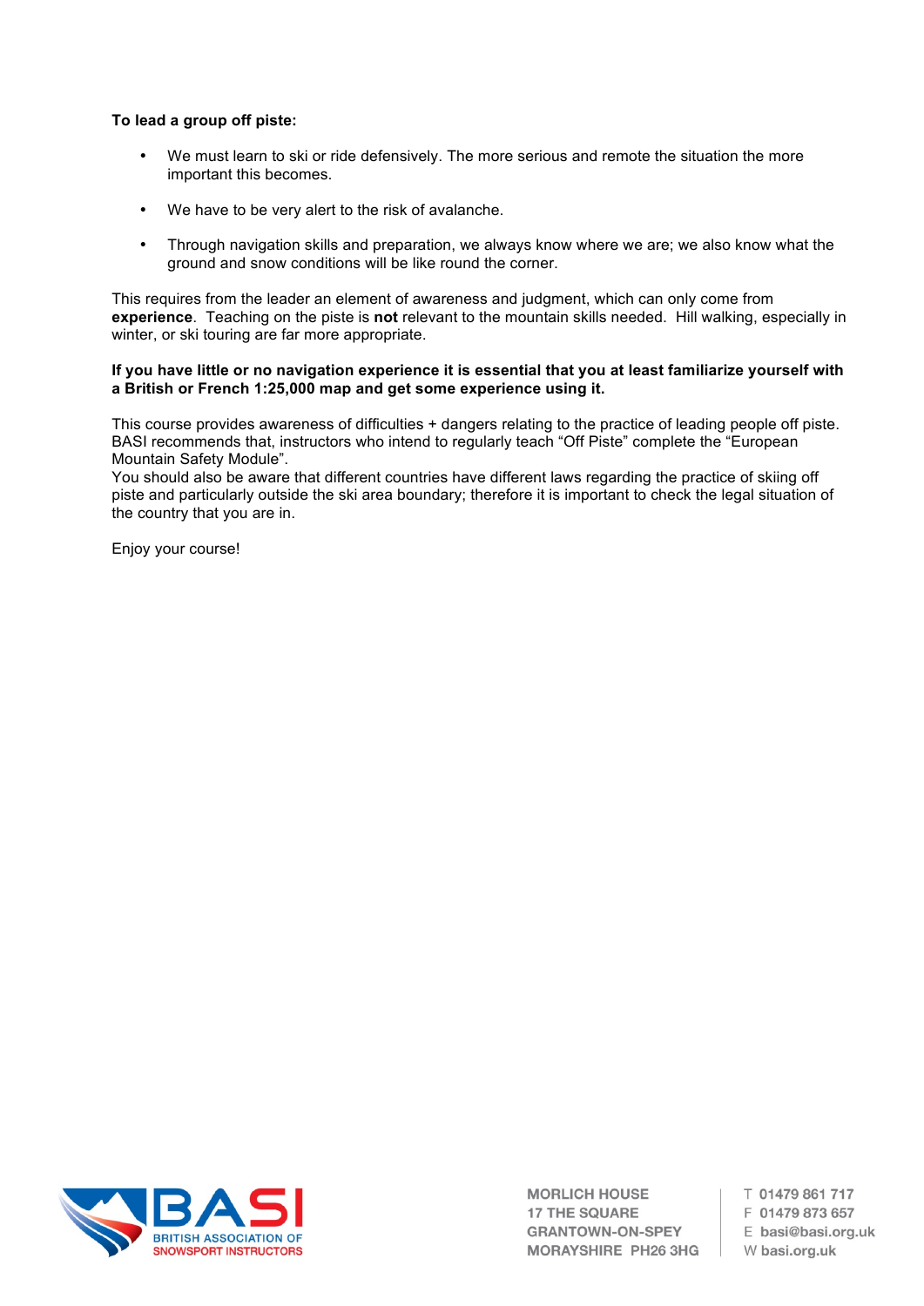**To lead a group off piste:**

- We must learn to ski or ride defensively. The more serious and remote the situation the more important this becomes.
- We have to be very alert to the risk of avalanche.
- Through navigation skills and preparation, we always know where we are; we also know what the ground and snow conditions will be like round the corner.

This requires from the leader an element of awareness and judgment, which can only come from **experience**. Teaching on the piste is **not** relevant to the mountain skills needed. Hill walking, especially in winter, or ski touring are far more appropriate.

**If you have little or no navigation experience it is essential that you at least familiarize yourself with a British or French 1:25,000 map and get some experience using it.**

This course provides awareness of difficulties + dangers relating to the practice of leading people off piste. BASI recommends that, instructors who intend to regularly teach "Off Piste" complete the "European Mountain Safety Module".
You should also be aware that different countries have different laws regarding the practice of skiing off piste and particularly outside the ski area boundary; therefore it is important to check the legal situation of the country that you are in.

Enjoy your course!

BASI
BRITISH ASSOCIATION OF SNOWSPORT INSTRUCTORS

MORLICH HOUSE
17 THE SQUARE
GRANTOWN-ON-SPEY
MORAYSHIRE PH26 3HG

T 01479 861 717
F 01479 873 657
E basi@basi.org.uk
W basi.org.uk